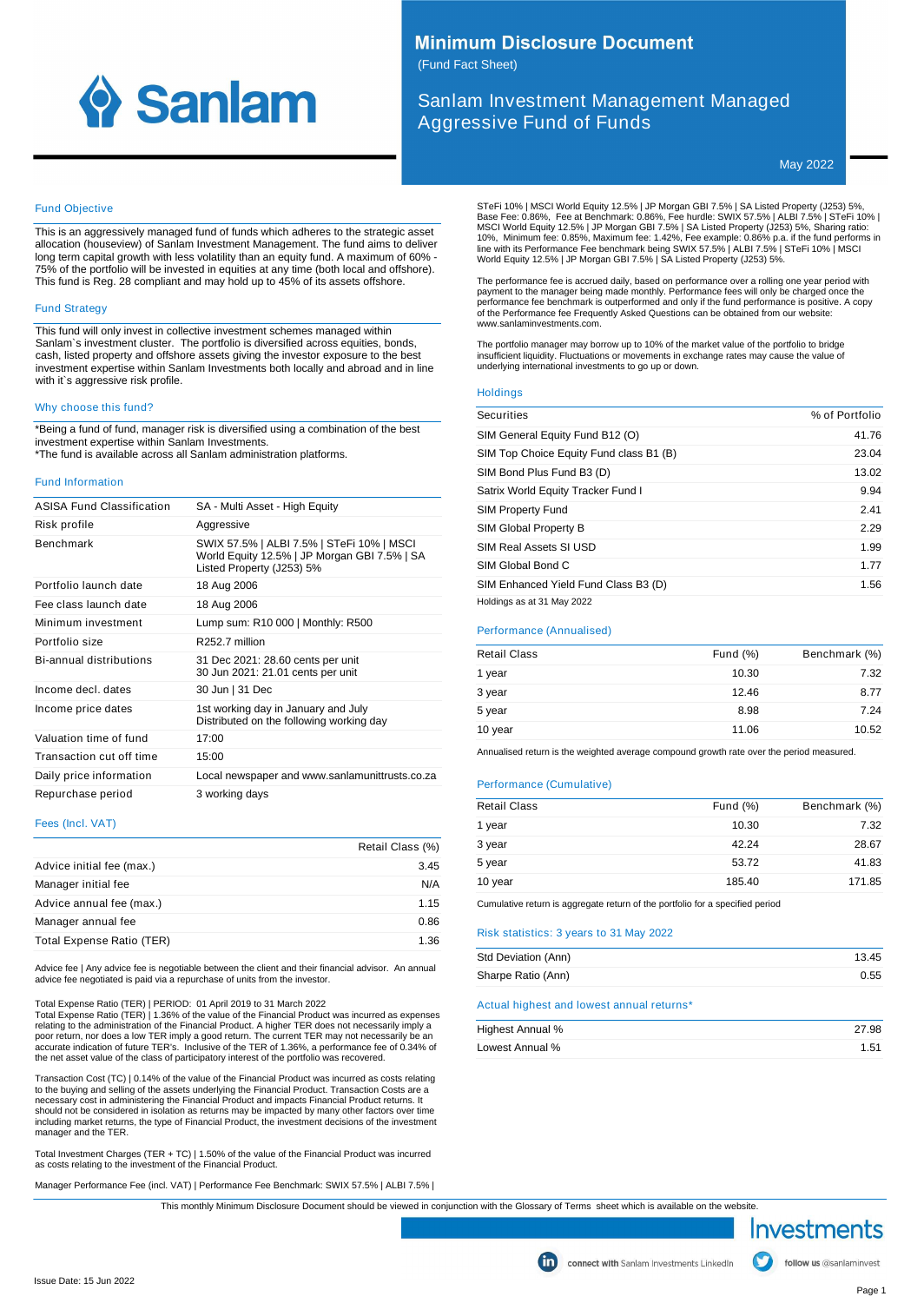# Minimum Disclosure Document

(Fund Fact Sheet)

## Sanlam Investment Management Managed Aggressive Fund of Funds

May 2022

### Fund Objective

This is an aggressively managed fund of funds which adheres to the strategic asset allocation (houseview) of Sanlam Investment Management. The fund aims to deliver long term capital growth with less volatility than an equity fund. A maximum of 60% - 75% of the portfolio will be invested in equities at any time (both local and offshore). This fund is Reg. 28 compliant and may hold up to 45% of its assets offshore.

### Fund Strategy

This fund will only invest in collective investment schemes managed within Sanlam`s investment cluster. The portfolio is diversified across equities, bonds, cash, listed property and offshore assets giving the investor exposure to the best investment expertise within Sanlam Investments both locally and abroad and in line with it`s aggressive risk profile.

### Why choose this fund?

*Being a fund of fund, manager risk is diversified using a combination of the best investment expertise within Sanlam Investments.
*The fund is available across all Sanlam administration platforms.

### Fund Information

| | |
|---|---|
| ASISA Fund Classification | SA - Multi Asset - High Equity |
| Risk profile | Aggressive |
| Benchmark | SWIX 57.5% \| ALBI 7.5% \| STeFi 10% \| MSCI World Equity 12.5% \| JP Morgan GBI 7.5% \| SA Listed Property (J253) 5% |
| Portfolio launch date | 18 Aug 2006 |
| Fee class launch date | 18 Aug 2006 |
| Minimum investment | Lump sum: R10 000 \| Monthly: R500 |
| Portfolio size | R252.7 million |
| Bi-annual distributions | 31 Dec 2021: 28.60 cents per unit<br>30 Jun 2021: 21.01 cents per unit |
| Income decl. dates | 30 Jun \| 31 Dec |
| Income price dates | 1st working day in January and July<br>Distributed on the following working day |
| Valuation time of fund | 17:00 |
| Transaction cut off time | 15:00 |
| Daily price information | Local newspaper and www.sanlamunittrusts.co.za |
| Repurchase period | 3 working days |

### Fees (Incl. VAT)

| | Retail Class (%) |
|---|---|
| Advice initial fee (max.) | 3.45 |
| Manager initial fee | N/A |
| Advice annual fee (max.) | 1.15 |
| Manager annual fee | 0.86 |
| Total Expense Ratio (TER) | 1.36 |

Advice fee | Any advice fee is negotiable between the client and their financial advisor. An annual advice fee negotiated is paid via a repurchase of units from the investor.

Total Expense Ratio (TER) | PERIOD: 01 April 2019 to 31 March 2022
Total Expense Ratio (TER) | 1.36% of the value of the Financial Product was incurred as expenses relating to the administration of the Financial Product. A higher TER does not necessarily imply a poor return, nor does a low TER imply a good return. The current TER may not necessarily be an accurate indication of future TER's. Inclusive of the TER of 1.36%, a performance fee of 0.34% of the net asset value of the class of participatory interest of the portfolio was recovered.

Transaction Cost (TC) | 0.14% of the value of the Financial Product was incurred as costs relating to the buying and selling of the assets underlying the Financial Product. Transaction Costs are a necessary cost in administering the Financial Product and impacts Financial Product returns. It should not be considered in isolation as returns may be impacted by many other factors over time including market returns, the type of Financial Product, the investment decisions of the investment manager and the TER.

Total Investment Charges (TER + TC) | 1.50% of the value of the Financial Product was incurred as costs relating to the investment of the Financial Product.

Manager Performance Fee (incl. VAT) | Performance Fee Benchmark: SWIX 57.5% | ALBI 7.5% | STeFi 10% | MSCI World Equity 12.5% | JP Morgan GBI 7.5% | SA Listed Property (J253) 5%, Base Fee: 0.86%, Fee at Benchmark: 0.86%, Fee hurdle: SWIX 57.5% | ALBI 7.5% | STeFi 10% | MSCI World Equity 12.5% | JP Morgan GBI 7.5% | SA Listed Property (J253) 5%, Sharing ratio: 10%, Minimum fee: 0.85%, Maximum fee: 1.42%, Fee example: 0.86% p.a. if the fund performs in line with its Performance Fee benchmark being SWIX 57.5% | ALBI 7.5% | STeFi 10% | MSCI World Equity 12.5% | JP Morgan GBI 7.5% | SA Listed Property (J253) 5%.

The performance fee is accrued daily, based on performance over a rolling one year period with payment to the manager being made monthly. Performance fees will only be charged once the performance fee benchmark is outperformed and only if the fund performance is positive. A copy of the Performance fee Frequently Asked Questions can be obtained from our website: www.sanlaminvestments.com.

The portfolio manager may borrow up to 10% of the market value of the portfolio to bridge insufficient liquidity. Fluctuations or movements in exchange rates may cause the value of underlying international investments to go up or down.

### Holdings

| Securities | % of Portfolio |
|---|---|
| SIM General Equity Fund B12 (O) | 41.76 |
| SIM Top Choice Equity Fund class B1 (B) | 23.04 |
| SIM Bond Plus Fund B3 (D) | 13.02 |
| Satrix World Equity Tracker Fund I | 9.94 |
| SIM Property Fund | 2.41 |
| SIM Global Property B | 2.29 |
| SIM Real Assets SI USD | 1.99 |
| SIM Global Bond C | 1.77 |
| SIM Enhanced Yield Fund Class B3 (D) | 1.56 |

Holdings as at 31 May 2022

### Performance (Annualised)

| Retail Class | Fund (%) | Benchmark (%) |
|---|---|---|
| 1 year | 10.30 | 7.32 |
| 3 year | 12.46 | 8.77 |
| 5 year | 8.98 | 7.24 |
| 10 year | 11.06 | 10.52 |

Annualised return is the weighted average compound growth rate over the period measured.

### Performance (Cumulative)

| Retail Class | Fund (%) | Benchmark (%) |
|---|---|---|
| 1 year | 10.30 | 7.32 |
| 3 year | 42.24 | 28.67 |
| 5 year | 53.72 | 41.83 |
| 10 year | 185.40 | 171.85 |

Cumulative return is aggregate return of the portfolio for a specified period

### Risk statistics: 3 years to 31 May 2022

| | |
|---|---|
| Std Deviation (Ann) | 13.45 |
| Sharpe Ratio (Ann) | 0.55 |

### Actual highest and lowest annual returns*

| | |
|---|---|
| Highest Annual % | 27.98 |
| Lowest Annual % | 1.51 |

This monthly Minimum Disclosure Document should be viewed in conjunction with the Glossary of Terms sheet which is available on the website.

connect with Sanlam Investments LinkedIn | follow us @sanlaminvest

Issue Date: 15 Jun 2022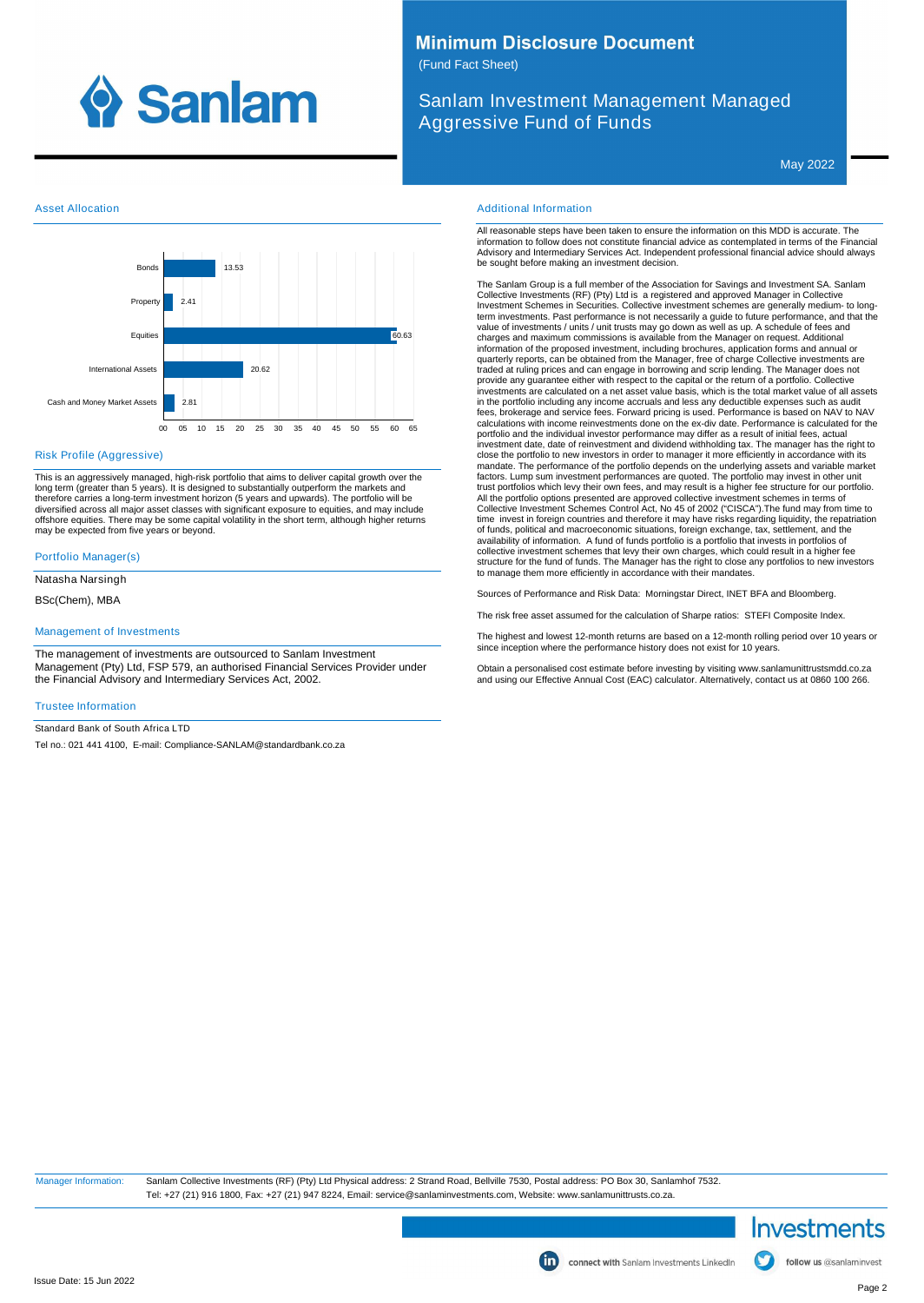# Minimum Disclosure Document

(Fund Fact Sheet)

## Sanlam Investment Management Managed Aggressive Fund of Funds

May 2022

### Asset Allocation

Bonds 13.53
Property 2.41
Equities 60.63
International Assets 20.62
Cash and Money Market Assets 2.81

00 05 10 15 20 25 30 35 40 45 50 55 60 65

### Risk Profile (Aggressive)

This is an aggressively managed, high-risk portfolio that aims to deliver capital growth over the long term (greater than 5 years). It is designed to substantially outperform the markets and therefore carries a long-term investment horizon (5 years and upwards). The portfolio will be diversified across all major asset classes with significant exposure to equities, and may include offshore equities. There may be some capital volatility in the short term, although higher returns may be expected from five years or beyond.

### Portfolio Manager(s)

Natasha Narsingh

BSc(Chem), MBA

### Management of Investments

The management of investments are outsourced to Sanlam Investment Management (Pty) Ltd, FSP 579, an authorised Financial Services Provider under the Financial Advisory and Intermediary Services Act, 2002.

### Trustee Information

Standard Bank of South Africa LTD

Tel no.: 021 441 4100, E-mail: Compliance-SANLAM@standardbank.co.za

### Additional Information

All reasonable steps have been taken to ensure the information on this MDD is accurate. The information to follow does not constitute financial advice as contemplated in terms of the Financial Advisory and Intermediary Services Act. Independent professional financial advice should always be sought before making an investment decision.

The Sanlam Group is a full member of the Association for Savings and Investment SA. Sanlam Collective Investments (RF) (Pty) Ltd is a registered and approved Manager in Collective Investment Schemes in Securities. Collective investment schemes are generally medium- to long-term investments. Past performance is not necessarily a guide to future performance, and that the value of investments / units / unit trusts may go down as well as up. A schedule of fees and charges and maximum commissions is available from the Manager on request. Additional information of the proposed investment, including brochures, application forms and annual or quarterly reports, can be obtained from the Manager, free of charge Collective investments are traded at ruling prices and can engage in borrowing and scrip lending. The Manager does not provide any guarantee either with respect to the capital or the return of a portfolio. Collective investments are calculated on a net asset value basis, which is the total market value of all assets in the portfolio including any income accruals and less any deductible expenses such as audit fees, brokerage and service fees. Forward pricing is used. Performance is based on NAV to NAV calculations with income reinvestments done on the ex-div date. Performance is calculated for the portfolio and the individual investor performance may differ as a result of initial fees, actual investment date, date of reinvestment and dividend withholding tax. The manager has the right to close the portfolio to new investors in order to manager it more efficiently in accordance with its mandate. The performance of the portfolio depends on the underlying assets and variable market factors. Lump sum investment performances are quoted. The portfolio may invest in other unit trust portfolios which levy their own fees, and may result is a higher fee structure for our portfolio. All the portfolio options presented are approved collective investment schemes in terms of Collective Investment Schemes Control Act, No 45 of 2002 ("CISCA").The fund may from time to time invest in foreign countries and therefore it may have risks regarding liquidity, the repatriation of funds, political and macroeconomic situations, foreign exchange, tax, settlement, and the availability of information. A fund of funds portfolio is a portfolio that invests in portfolios of collective investment schemes that levy their own charges, which could result in a higher fee structure for the fund of funds. The Manager has the right to close any portfolios to new investors to manage them more efficiently in accordance with their mandates.

Sources of Performance and Risk Data: Morningstar Direct, INET BFA and Bloomberg.

The risk free asset assumed for the calculation of Sharpe ratios: STEFI Composite Index.

The highest and lowest 12-month returns are based on a 12-month rolling period over 10 years or since inception where the performance history does not exist for 10 years.

Obtain a personalised cost estimate before investing by visiting www.sanlamunittrustsmdd.co.za and using our Effective Annual Cost (EAC) calculator. Alternatively, contact us at 0860 100 266.

Manager Information: Sanlam Collective Investments (RF) (Pty) Ltd Physical address: 2 Strand Road, Bellville 7530, Postal address: PO Box 30, Sanlamhof 7532.
Tel: +27 (21) 916 1800, Fax: +27 (21) 947 8224, Email: service@sanlaminvestments.com, Website: www.sanlamunittrusts.co.za.

connect with Sanlam Investments LinkedIn — follow us @sanlaminvest

Issue Date: 15 Jun 2022